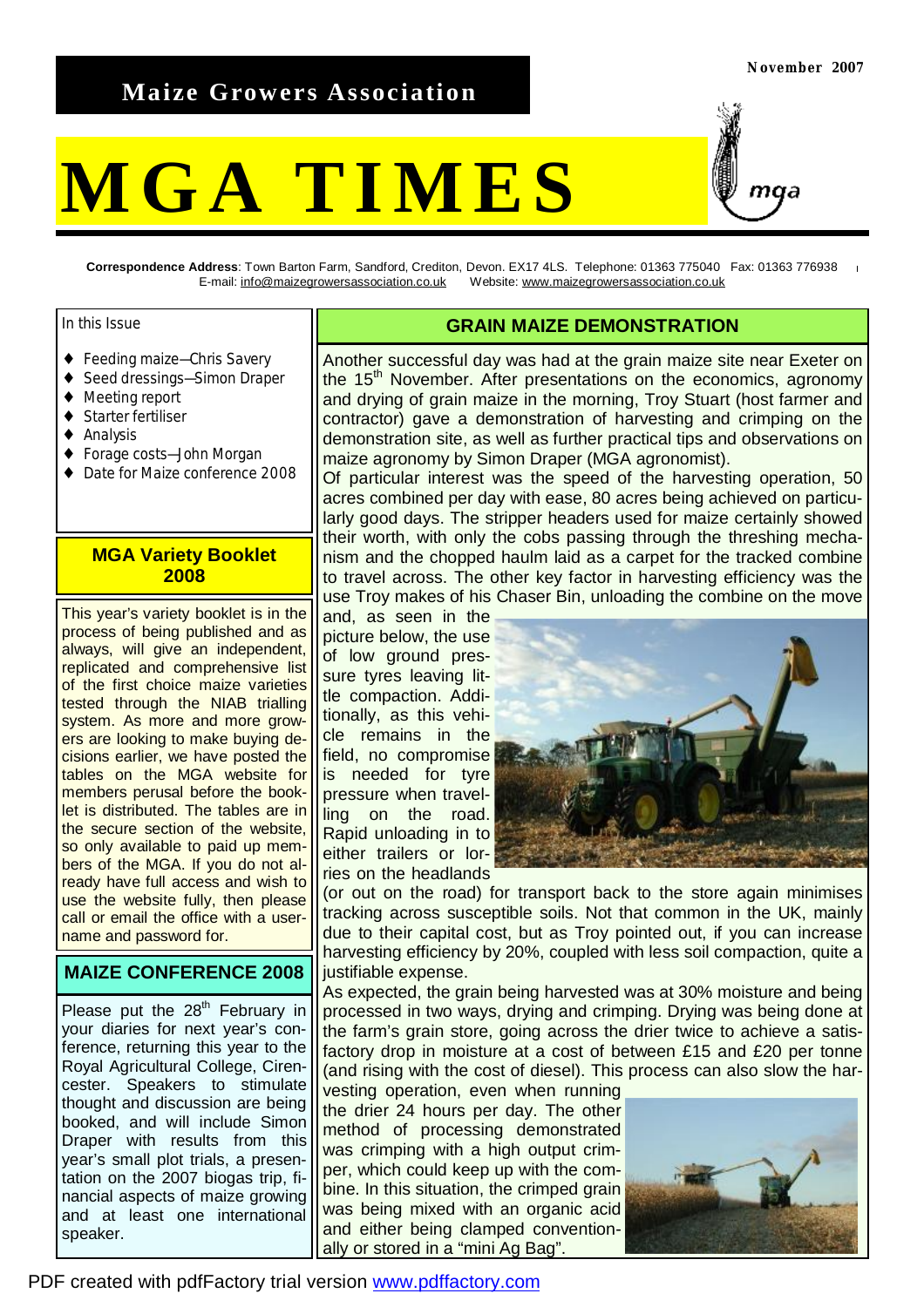# Maize Growers Association

November 2007

# MGA TIMES

**Correspondence Address**: Town Barton Farm, Sandford, Crediton, Devon. EX17 4LS. Telephone: 01363 775040 Fax: 01363 776938
E-mail: info@maizegrowersassociation.co.uk Website: www.maizegrowersassociation.co.uk

In this Issue

- Feeding maize—Chris Savery
- Seed dressings—Simon Draper
- Meeting report
- Starter fertiliser
- Analysis
- Forage costs—John Morgan
- Date for Maize conference 2008

## MGA Variety Booklet 2008

This year's variety booklet is in the process of being published and as always, will give an independent, replicated and comprehensive list of the first choice maize varieties tested through the NIAB trialling system. As more and more growers are looking to make buying decisions earlier, we have posted the tables on the MGA website for members perusal before the booklet is distributed. The tables are in the secure section of the website, so only available to paid up members of the MGA. If you do not already have full access and wish to use the website fully, then please call or email the office with a username and password for.

## MAIZE CONFERENCE 2008

Please put the 28th February in your diaries for next year's conference, returning this year to the Royal Agricultural College, Cirencester. Speakers to stimulate thought and discussion are being booked, and will include Simon Draper with results from this year's small plot trials, a presentation on the 2007 biogas trip, financial aspects of maize growing and at least one international speaker.

## GRAIN MAIZE DEMONSTRATION

Another successful day was had at the grain maize site near Exeter on the 15th November. After presentations on the economics, agronomy and drying of grain maize in the morning, Troy Stuart (host farmer and contractor) gave a demonstration of harvesting and crimping on the demonstration site, as well as further practical tips and observations on maize agronomy by Simon Draper (MGA agronomist).

Of particular interest was the speed of the harvesting operation, 50 acres combined per day with ease, 80 acres being achieved on particularly good days. The stripper headers used for maize certainly showed their worth, with only the cobs passing through the threshing mechanism and the chopped haulm laid as a carpet for the tracked combine to travel across. The other key factor in harvesting efficiency was the use Troy makes of his Chaser Bin, unloading the combine on the move and, as seen in the picture below, the use of low ground pressure tyres leaving little compaction. Additionally, as this vehicle remains in the field, no compromise is needed for tyre pressure when travelling on the road. Rapid unloading in to either trailers or lorries on the headlands (or out on the road) for transport back to the store again minimises tracking across susceptible soils. Not that common in the UK, mainly due to their capital cost, but as Troy pointed out, if you can increase harvesting efficiency by 20%, coupled with less soil compaction, quite a justifiable expense.

As expected, the grain being harvested was at 30% moisture and being processed in two ways, drying and crimping. Drying was being done at the farm's grain store, going across the drier twice to achieve a satisfactory drop in moisture at a cost of between £15 and £20 per tonne (and rising with the cost of diesel). This process can also slow the harvesting operation, even when running the drier 24 hours per day. The other method of processing demonstrated was crimping with a high output crimper, which could keep up with the combine. In this situation, the crimped grain was being mixed with an organic acid and either being clamped conventionally or stored in a "mini Ag Bag".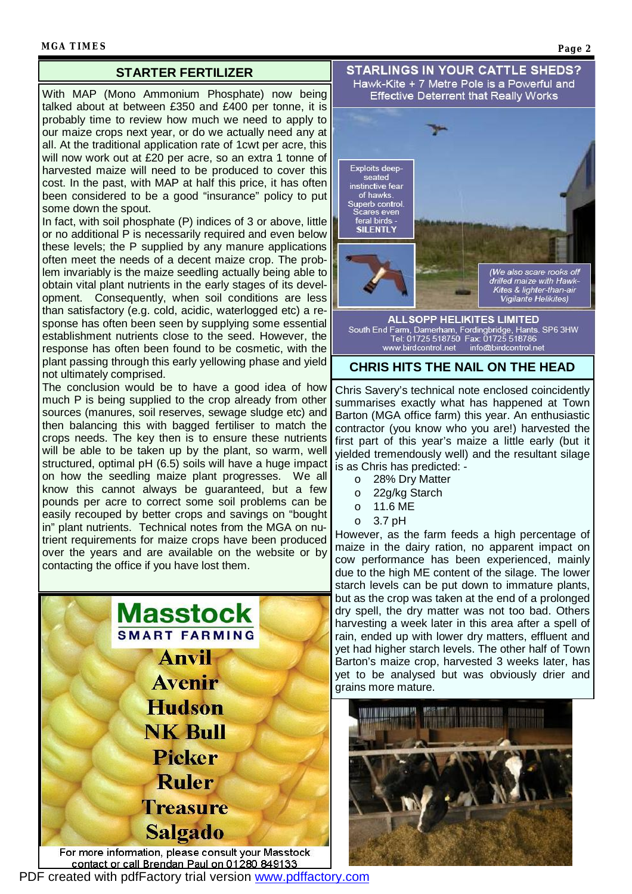## STARTER FERTILIZER

With MAP (Mono Ammonium Phosphate) now being talked about at between £350 and £400 per tonne, it is probably time to review how much we need to apply to our maize crops next year, or do we actually need any at all. At the traditional application rate of 1cwt per acre, this will now work out at £20 per acre, so an extra 1 tonne of harvested maize will need to be produced to cover this cost. In the past, with MAP at half this price, it has often been considered to be a good "insurance" policy to put some down the spout.

In fact, with soil phosphate (P) indices of 3 or above, little or no additional P is necessarily required and even below these levels; the P supplied by any manure applications often meet the needs of a decent maize crop. The problem invariably is the maize seedling actually being able to obtain vital plant nutrients in the early stages of its development. Consequently, when soil conditions are less than satisfactory (e.g. cold, acidic, waterlogged etc) a response has often been seen by supplying some essential establishment nutrients close to the seed. However, the response has often been found to be cosmetic, with the plant passing through this early yellowing phase and yield not ultimately comprised.

The conclusion would be to have a good idea of how much P is being supplied to the crop already from other sources (manures, soil reserves, sewage sludge etc) and then balancing this with bagged fertiliser to match the crops needs. The key then is to ensure these nutrients will be able to be taken up by the plant, so warm, well structured, optimal pH (6.5) soils will have a huge impact on how the seedling maize plant progresses. We all know this cannot always be guaranteed, but a few pounds per acre to correct some soil problems can be easily recouped by better crops and savings on "bought in" plant nutrients. Technical notes from the MGA on nutrient requirements for maize crops have been produced over the years and are available on the website or by contacting the office if you have lost them.

**Masstock**
**SMART FARMING**

**Anvil**
**Avenir**
**Hudson**
**NK Bull**
**Picker**
**Ruler**
**Treasure**
**Salgado**

For more information, please consult your Masstock contact or call Brendan Paul on 01280 849133

**STARLINGS IN YOUR CATTLE SHEDS?**
Hawk-Kite + 7 Metre Pole is a Powerful and Effective Deterrent that Really Works

Exploits deep-seated instinctive fear of hawks. Superb control. Scares even feral birds - **SILENTLY**

*(We also scare rooks off drilled maize with Hawk-Kites & lighter-than-air Vigilante Helikites)*

**ALLSOPP HELIKITES LIMITED**
South End Farm, Damerham, Fordingbridge, Hants. SP6 3HW
Tel: 01725 518750 Fax: 01725 518786
www.birdcontrol.net info@birdcontrol.net

## CHRIS HITS THE NAIL ON THE HEAD

Chris Savery's technical note enclosed coincidently summarises exactly what has happened at Town Barton (MGA office farm) this year. An enthusiastic contractor (you know who you are!) harvested the first part of this year's maize a little early (but it yielded tremendously well) and the resultant silage is as Chris has predicted: -

- 28% Dry Matter
- 22g/kg Starch
- 11.6 ME
- 3.7 pH

However, as the farm feeds a high percentage of maize in the dairy ration, no apparent impact on cow performance has been experienced, mainly due to the high ME content of the silage. The lower starch levels can be put down to immature plants, but as the crop was taken at the end of a prolonged dry spell, the dry matter was not too bad. Others harvesting a week later in this area after a spell of rain, ended up with lower dry matters, effluent and yet had higher starch levels. The other half of Town Barton's maize crop, harvested 3 weeks later, has yet to be analysed but was obviously drier and grains more mature.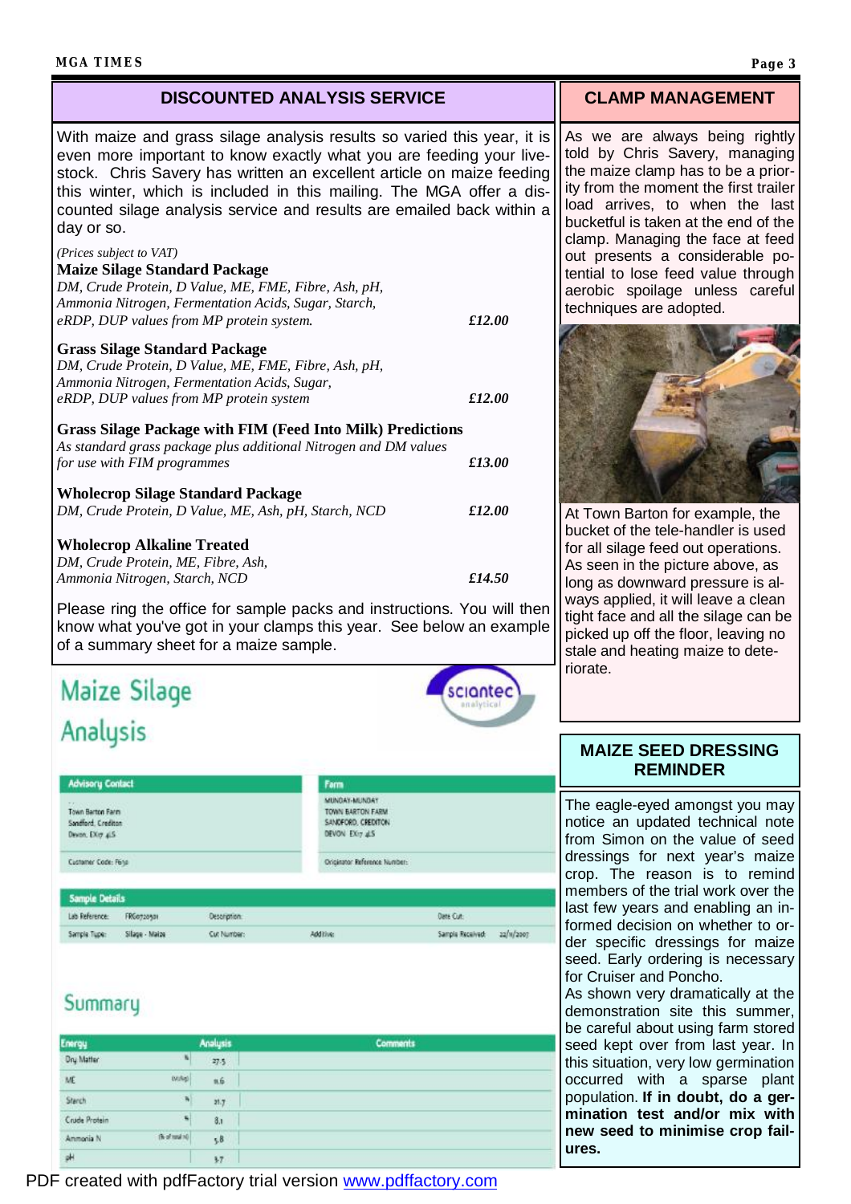## DISCOUNTED ANALYSIS SERVICE

With maize and grass silage analysis results so varied this year, it is even more important to know exactly what you are feeding your livestock. Chris Savery has written an excellent article on maize feeding this winter, which is included in this mailing. The MGA offer a discounted silage analysis service and results are emailed back within a day or so.

*(Prices subject to VAT)*

**Maize Silage Standard Package**
*DM, Crude Protein, D Value, ME, FME, Fibre, Ash, pH, Ammonia Nitrogen, Fermentation Acids, Sugar, Starch, eRDP, DUP values from MP protein system.* ***£12.00***

**Grass Silage Standard Package**
*DM, Crude Protein, D Value, ME, FME, Fibre, Ash, pH, Ammonia Nitrogen, Fermentation Acids, Sugar, eRDP, DUP values from MP protein system* ***£12.00***

**Grass Silage Package with FIM (Feed Into Milk) Predictions**
*As standard grass package plus additional Nitrogen and DM values for use with FIM programmes* ***£13.00***

**Wholecrop Silage Standard Package**
*DM, Crude Protein, D Value, ME, Ash, pH, Starch, NCD* ***£12.00***

**Wholecrop Alkaline Treated**
*DM, Crude Protein, ME, Fibre, Ash, Ammonia Nitrogen, Starch, NCD* ***£14.50***

Please ring the office for sample packs and instructions. You will then know what you've got in your clamps this year. See below an example of a summary sheet for a maize sample.

### Maize Silage Analysis

sciantec analytical

| Advisory Contact | Farm |
|---|---|
| Town Barton Farm<br>Sandford, Crediton<br>Devon, EX17 4LS | MUNDAY-MUNDAY<br>TOWN BARTON FARM<br>SANDFORD, CREDITON<br>DEVON EX17 4LS |
| Customer Code: F6312 | Originator Reference Number: |

**Sample Details**

| | | | | | |
|---|---|---|---|---|---|
| Lab Reference: FRG0720931 | Description: | | | Date Cut: | |
| Sample Type: Silage - Maize | Cut Number: | Additive: | | Sample Received: | 22/11/2007 |

### Summary

| Energy | | Analysis | Comments |
|---|---|---|---|
| Dry Matter | % | 27.5 | |
| ME | (MJ/kg) | 11.6 | |
| Starch | % | 31.7 | |
| Crude Protein | % | 8.1 | |
| Ammonia N | (% of total N) | 5.8 | |
| pH | | 3.7 | |

## CLAMP MANAGEMENT

As we are always being rightly told by Chris Savery, managing the maize clamp has to be a priority from the moment the first trailer load arrives, to when the last bucketful is taken at the end of the clamp. Managing the face at feed out presents a considerable potential to lose feed value through aerobic spoilage unless careful techniques are adopted.

At Town Barton for example, the bucket of the tele-handler is used for all silage feed out operations. As seen in the picture above, as long as downward pressure is always applied, it will leave a clean tight face and all the silage can be picked up off the floor, leaving no stale and heating maize to deteriorate.

## MAIZE SEED DRESSING REMINDER

The eagle-eyed amongst you may notice an updated technical note from Simon on the value of seed dressings for next year's maize crop. The reason is to remind members of the trial work over the last few years and enabling an informed decision on whether to order specific dressings for maize seed. Early ordering is necessary for Cruiser and Poncho.

As shown very dramatically at the demonstration site this summer, be careful about using farm stored seed kept over from last year. In this situation, very low germination occurred with a sparse plant population. **If in doubt, do a germination test and/or mix with new seed to minimise crop failures.**